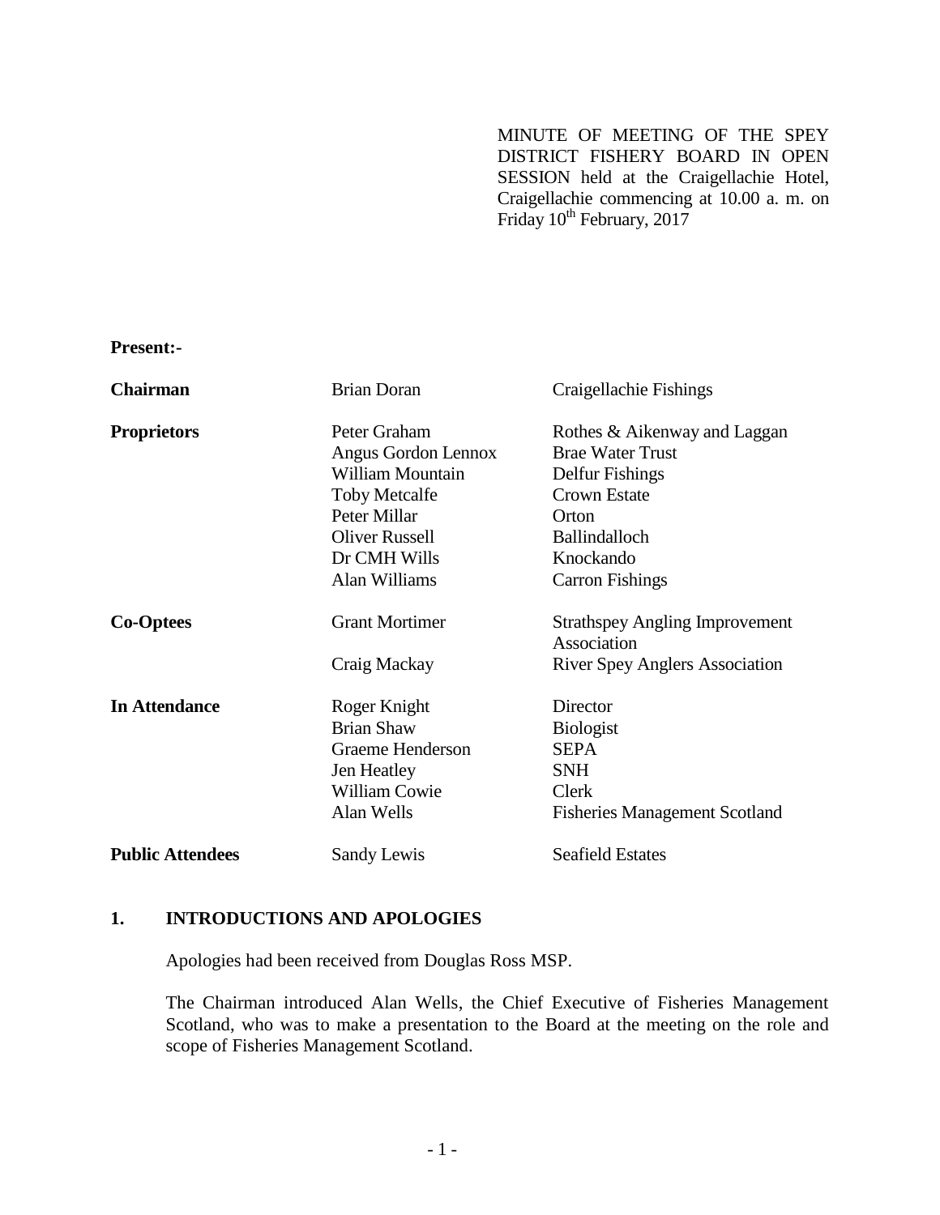MINUTE OF MEETING OF THE SPEY DISTRICT FISHERY BOARD IN OPEN SESSION held at the Craigellachie Hotel, Craigellachie commencing at 10.00 a. m. on Friday 10th February, 2017

**Present:-**

| | | |
|---|---|---|
| **Chairman** | Brian Doran | Craigellachie Fishings |
| **Proprietors** | Peter Graham | Rothes & Aikenway and Laggan |
| | Angus Gordon Lennox | Brae Water Trust |
| | William Mountain | Delfur Fishings |
| | Toby Metcalfe | Crown Estate |
| | Peter Millar | Orton |
| | Oliver Russell | Ballindalloch |
| | Dr CMH Wills | Knockando |
| | Alan Williams | Carron Fishings |
| **Co-Optees** | Grant Mortimer | Strathspey Angling Improvement Association |
| | Craig Mackay | River Spey Anglers Association |
| **In Attendance** | Roger Knight | Director |
| | Brian Shaw | Biologist |
| | Graeme Henderson | SEPA |
| | Jen Heatley | SNH |
| | William Cowie | Clerk |
| | Alan Wells | Fisheries Management Scotland |
| **Public Attendees** | Sandy Lewis | Seafield Estates |

## 1. INTRODUCTIONS AND APOLOGIES

Apologies had been received from Douglas Ross MSP.

The Chairman introduced Alan Wells, the Chief Executive of Fisheries Management Scotland, who was to make a presentation to the Board at the meeting on the role and scope of Fisheries Management Scotland.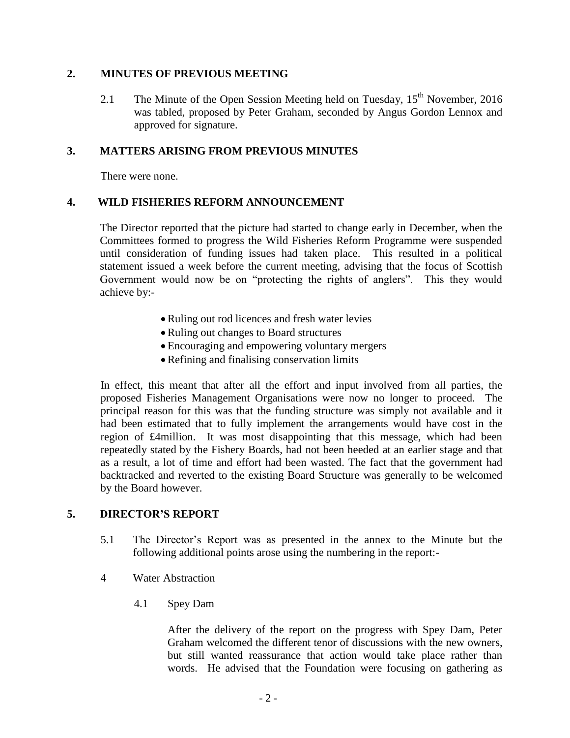## 2. MINUTES OF PREVIOUS MEETING

2.1 The Minute of the Open Session Meeting held on Tuesday, 15th November, 2016 was tabled, proposed by Peter Graham, seconded by Angus Gordon Lennox and approved for signature.

## 3. MATTERS ARISING FROM PREVIOUS MINUTES

There were none.

## 4. WILD FISHERIES REFORM ANNOUNCEMENT

The Director reported that the picture had started to change early in December, when the Committees formed to progress the Wild Fisheries Reform Programme were suspended until consideration of funding issues had taken place. This resulted in a political statement issued a week before the current meeting, advising that the focus of Scottish Government would now be on "protecting the rights of anglers". This they would achieve by:-

- Ruling out rod licences and fresh water levies
- Ruling out changes to Board structures
- Encouraging and empowering voluntary mergers
- Refining and finalising conservation limits

In effect, this meant that after all the effort and input involved from all parties, the proposed Fisheries Management Organisations were now no longer to proceed. The principal reason for this was that the funding structure was simply not available and it had been estimated that to fully implement the arrangements would have cost in the region of £4million. It was most disappointing that this message, which had been repeatedly stated by the Fishery Boards, had not been heeded at an earlier stage and that as a result, a lot of time and effort had been wasted. The fact that the government had backtracked and reverted to the existing Board Structure was generally to be welcomed by the Board however.

## 5. DIRECTOR'S REPORT

5.1 The Director's Report was as presented in the annex to the Minute but the following additional points arose using the numbering in the report:-

4 Water Abstraction

4.1 Spey Dam

After the delivery of the report on the progress with Spey Dam, Peter Graham welcomed the different tenor of discussions with the new owners, but still wanted reassurance that action would take place rather than words. He advised that the Foundation were focusing on gathering as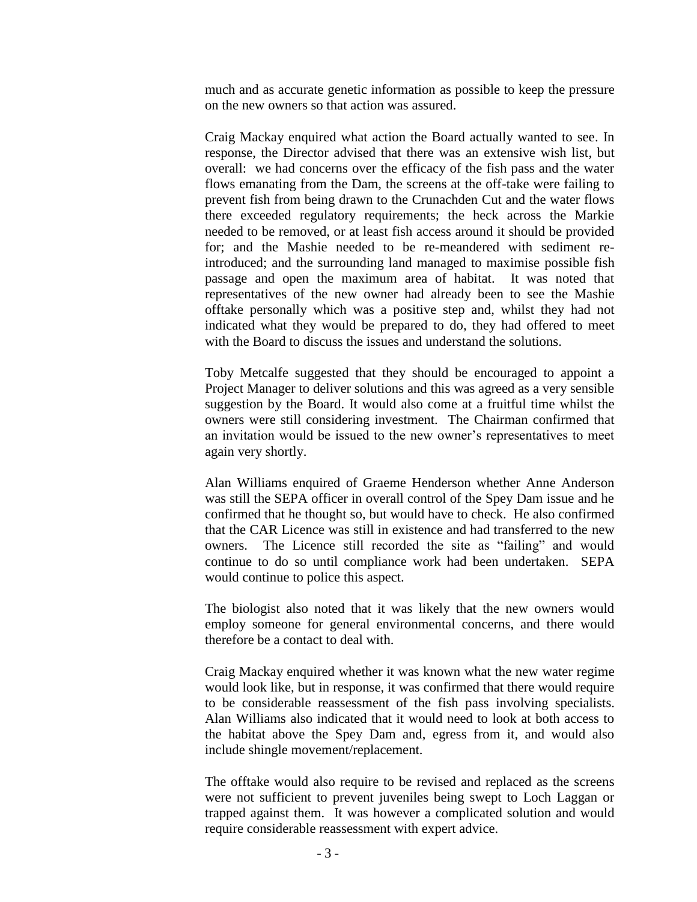much and as accurate genetic information as possible to keep the pressure on the new owners so that action was assured.

Craig Mackay enquired what action the Board actually wanted to see. In response, the Director advised that there was an extensive wish list, but overall: we had concerns over the efficacy of the fish pass and the water flows emanating from the Dam, the screens at the off-take were failing to prevent fish from being drawn to the Crunachden Cut and the water flows there exceeded regulatory requirements; the heck across the Markie needed to be removed, or at least fish access around it should be provided for; and the Mashie needed to be re-meandered with sediment re-introduced; and the surrounding land managed to maximise possible fish passage and open the maximum area of habitat. It was noted that representatives of the new owner had already been to see the Mashie offtake personally which was a positive step and, whilst they had not indicated what they would be prepared to do, they had offered to meet with the Board to discuss the issues and understand the solutions.

Toby Metcalfe suggested that they should be encouraged to appoint a Project Manager to deliver solutions and this was agreed as a very sensible suggestion by the Board. It would also come at a fruitful time whilst the owners were still considering investment. The Chairman confirmed that an invitation would be issued to the new owner's representatives to meet again very shortly.

Alan Williams enquired of Graeme Henderson whether Anne Anderson was still the SEPA officer in overall control of the Spey Dam issue and he confirmed that he thought so, but would have to check. He also confirmed that the CAR Licence was still in existence and had transferred to the new owners. The Licence still recorded the site as "failing" and would continue to do so until compliance work had been undertaken. SEPA would continue to police this aspect.

The biologist also noted that it was likely that the new owners would employ someone for general environmental concerns, and there would therefore be a contact to deal with.

Craig Mackay enquired whether it was known what the new water regime would look like, but in response, it was confirmed that there would require to be considerable reassessment of the fish pass involving specialists. Alan Williams also indicated that it would need to look at both access to the habitat above the Spey Dam and, egress from it, and would also include shingle movement/replacement.

The offtake would also require to be revised and replaced as the screens were not sufficient to prevent juveniles being swept to Loch Laggan or trapped against them. It was however a complicated solution and would require considerable reassessment with expert advice.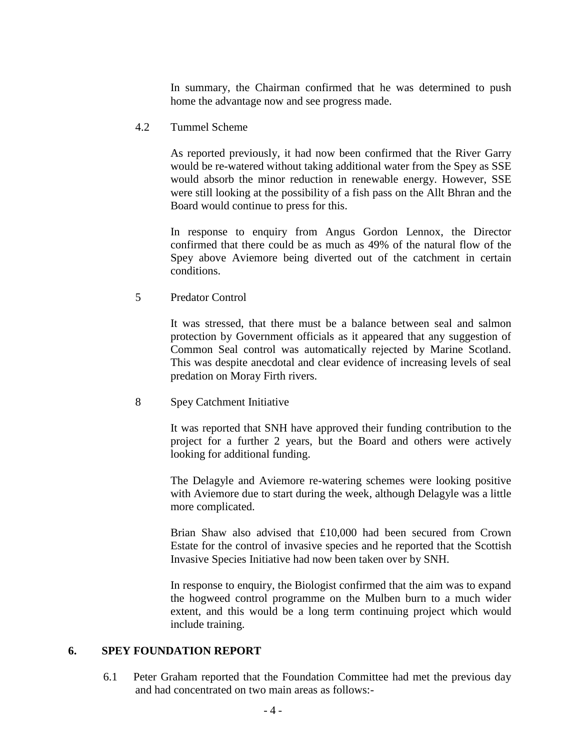In summary, the Chairman confirmed that he was determined to push home the advantage now and see progress made.

4.2 Tummel Scheme

As reported previously, it had now been confirmed that the River Garry would be re-watered without taking additional water from the Spey as SSE would absorb the minor reduction in renewable energy. However, SSE were still looking at the possibility of a fish pass on the Allt Bhran and the Board would continue to press for this.

In response to enquiry from Angus Gordon Lennox, the Director confirmed that there could be as much as 49% of the natural flow of the Spey above Aviemore being diverted out of the catchment in certain conditions.

5 Predator Control

It was stressed, that there must be a balance between seal and salmon protection by Government officials as it appeared that any suggestion of Common Seal control was automatically rejected by Marine Scotland. This was despite anecdotal and clear evidence of increasing levels of seal predation on Moray Firth rivers.

8 Spey Catchment Initiative

It was reported that SNH have approved their funding contribution to the project for a further 2 years, but the Board and others were actively looking for additional funding.

The Delagyle and Aviemore re-watering schemes were looking positive with Aviemore due to start during the week, although Delagyle was a little more complicated.

Brian Shaw also advised that £10,000 had been secured from Crown Estate for the control of invasive species and he reported that the Scottish Invasive Species Initiative had now been taken over by SNH.

In response to enquiry, the Biologist confirmed that the aim was to expand the hogweed control programme on the Mulben burn to a much wider extent, and this would be a long term continuing project which would include training.

## 6. SPEY FOUNDATION REPORT

6.1 Peter Graham reported that the Foundation Committee had met the previous day and had concentrated on two main areas as follows:-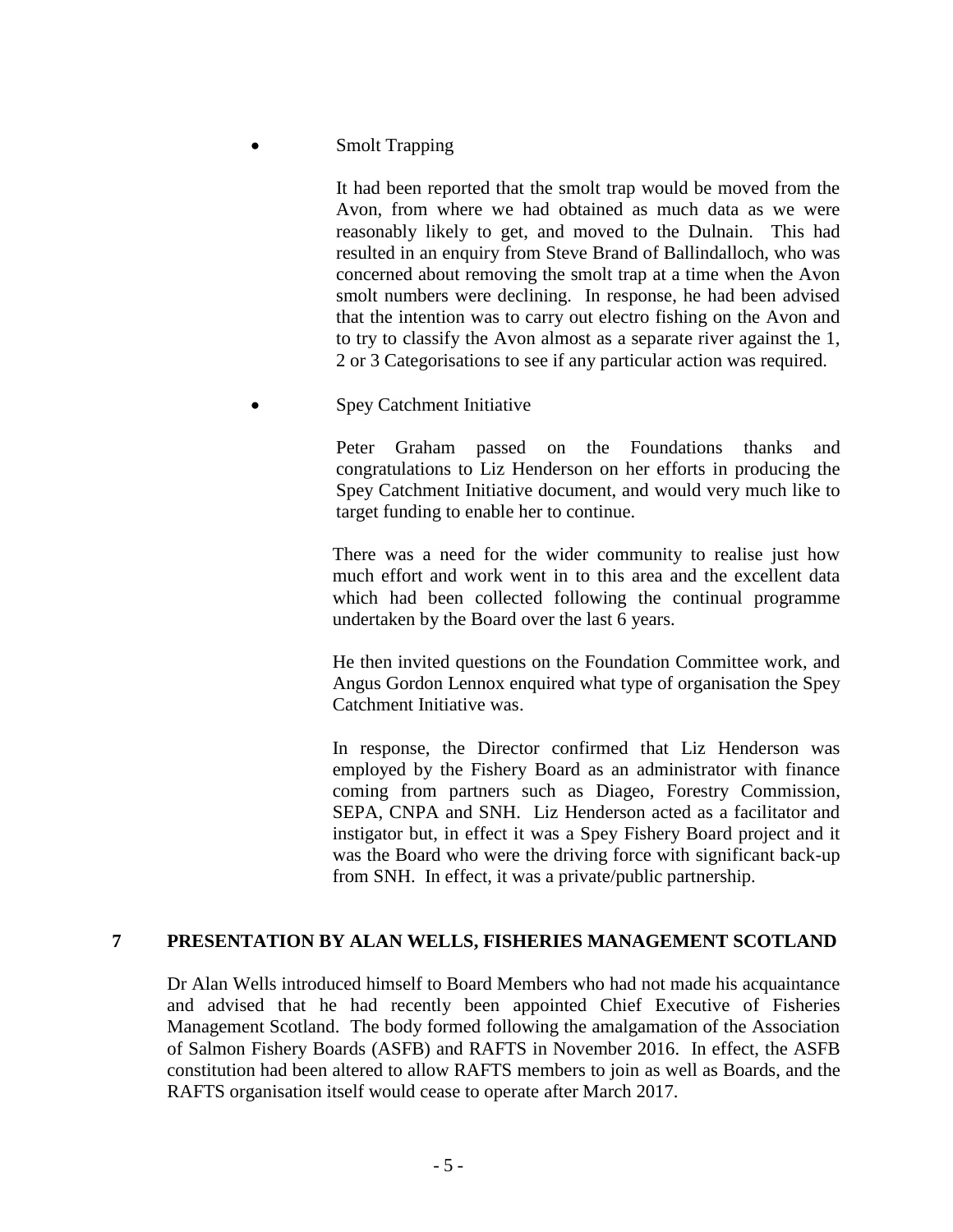- Smolt Trapping

  It had been reported that the smolt trap would be moved from the Avon, from where we had obtained as much data as we were reasonably likely to get, and moved to the Dulnain. This had resulted in an enquiry from Steve Brand of Ballindalloch, who was concerned about removing the smolt trap at a time when the Avon smolt numbers were declining. In response, he had been advised that the intention was to carry out electro fishing on the Avon and to try to classify the Avon almost as a separate river against the 1, 2 or 3 Categorisations to see if any particular action was required.

- Spey Catchment Initiative

  Peter Graham passed on the Foundations thanks and congratulations to Liz Henderson on her efforts in producing the Spey Catchment Initiative document, and would very much like to target funding to enable her to continue.

  There was a need for the wider community to realise just how much effort and work went in to this area and the excellent data which had been collected following the continual programme undertaken by the Board over the last 6 years.

  He then invited questions on the Foundation Committee work, and Angus Gordon Lennox enquired what type of organisation the Spey Catchment Initiative was.

  In response, the Director confirmed that Liz Henderson was employed by the Fishery Board as an administrator with finance coming from partners such as Diageo, Forestry Commission, SEPA, CNPA and SNH. Liz Henderson acted as a facilitator and instigator but, in effect it was a Spey Fishery Board project and it was the Board who were the driving force with significant back-up from SNH. In effect, it was a private/public partnership.

## 7 PRESENTATION BY ALAN WELLS, FISHERIES MANAGEMENT SCOTLAND

Dr Alan Wells introduced himself to Board Members who had not made his acquaintance and advised that he had recently been appointed Chief Executive of Fisheries Management Scotland. The body formed following the amalgamation of the Association of Salmon Fishery Boards (ASFB) and RAFTS in November 2016. In effect, the ASFB constitution had been altered to allow RAFTS members to join as well as Boards, and the RAFTS organisation itself would cease to operate after March 2017.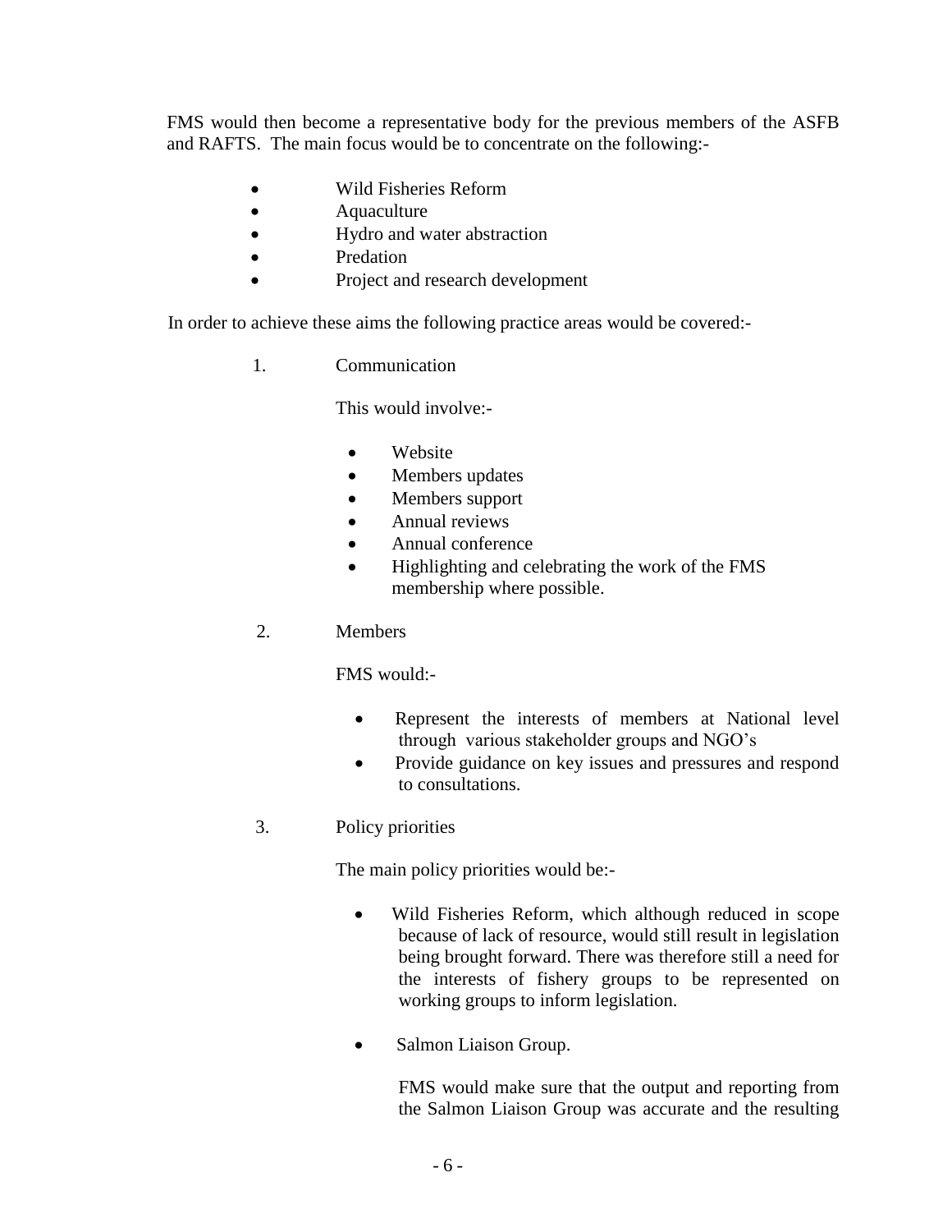FMS would then become a representative body for the previous members of the ASFB and RAFTS. The main focus would be to concentrate on the following:-

- Wild Fisheries Reform
- Aquaculture
- Hydro and water abstraction
- Predation
- Project and research development

In order to achieve these aims the following practice areas would be covered:-

1. Communication

   This would involve:-

   - Website
   - Members updates
   - Members support
   - Annual reviews
   - Annual conference
   - Highlighting and celebrating the work of the FMS membership where possible.

2. Members

   FMS would:-

   - Represent the interests of members at National level through various stakeholder groups and NGO's
   - Provide guidance on key issues and pressures and respond to consultations.

3. Policy priorities

   The main policy priorities would be:-

   - Wild Fisheries Reform, which although reduced in scope because of lack of resource, would still result in legislation being brought forward. There was therefore still a need for the interests of fishery groups to be represented on working groups to inform legislation.

   - Salmon Liaison Group.

     FMS would make sure that the output and reporting from the Salmon Liaison Group was accurate and the resulting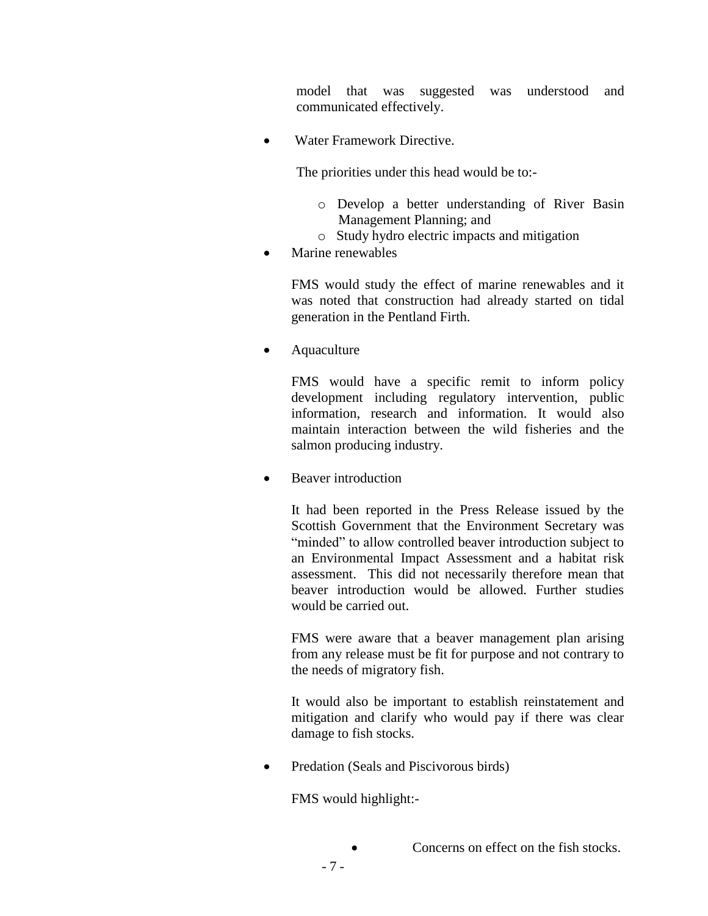model that was suggested was understood and communicated effectively.

- Water Framework Directive.

  The priorities under this head would be to:-

  - Develop a better understanding of River Basin Management Planning; and
  - Study hydro electric impacts and mitigation

- Marine renewables

  FMS would study the effect of marine renewables and it was noted that construction had already started on tidal generation in the Pentland Firth.

- Aquaculture

  FMS would have a specific remit to inform policy development including regulatory intervention, public information, research and information. It would also maintain interaction between the wild fisheries and the salmon producing industry.

- Beaver introduction

  It had been reported in the Press Release issued by the Scottish Government that the Environment Secretary was "minded" to allow controlled beaver introduction subject to an Environmental Impact Assessment and a habitat risk assessment. This did not necessarily therefore mean that beaver introduction would be allowed. Further studies would be carried out.

  FMS were aware that a beaver management plan arising from any release must be fit for purpose and not contrary to the needs of migratory fish.

  It would also be important to establish reinstatement and mitigation and clarify who would pay if there was clear damage to fish stocks.

- Predation (Seals and Piscivorous birds)

  FMS would highlight:-

  - Concerns on effect on the fish stocks.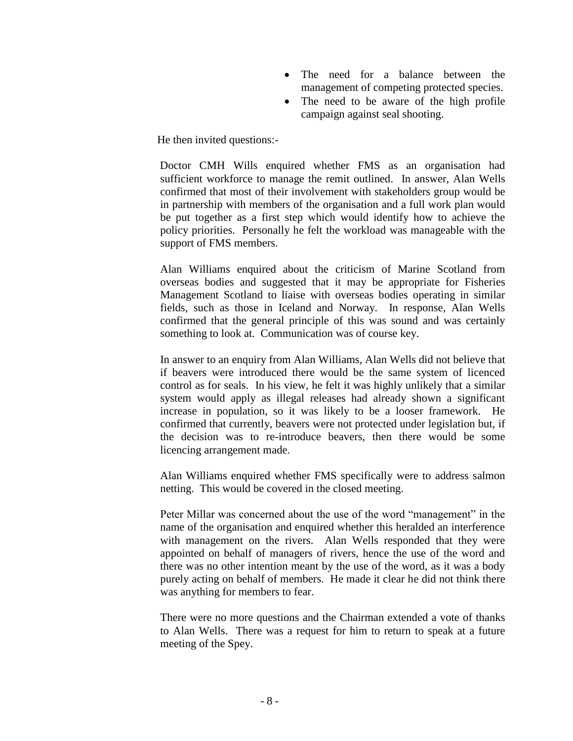- The need for a balance between the management of competing protected species.
- The need to be aware of the high profile campaign against seal shooting.

He then invited questions:-

Doctor CMH Wills enquired whether FMS as an organisation had sufficient workforce to manage the remit outlined. In answer, Alan Wells confirmed that most of their involvement with stakeholders group would be in partnership with members of the organisation and a full work plan would be put together as a first step which would identify how to achieve the policy priorities. Personally he felt the workload was manageable with the support of FMS members.

Alan Williams enquired about the criticism of Marine Scotland from overseas bodies and suggested that it may be appropriate for Fisheries Management Scotland to liaise with overseas bodies operating in similar fields, such as those in Iceland and Norway. In response, Alan Wells confirmed that the general principle of this was sound and was certainly something to look at. Communication was of course key.

In answer to an enquiry from Alan Williams, Alan Wells did not believe that if beavers were introduced there would be the same system of licenced control as for seals. In his view, he felt it was highly unlikely that a similar system would apply as illegal releases had already shown a significant increase in population, so it was likely to be a looser framework. He confirmed that currently, beavers were not protected under legislation but, if the decision was to re-introduce beavers, then there would be some licencing arrangement made.

Alan Williams enquired whether FMS specifically were to address salmon netting. This would be covered in the closed meeting.

Peter Millar was concerned about the use of the word "management" in the name of the organisation and enquired whether this heralded an interference with management on the rivers. Alan Wells responded that they were appointed on behalf of managers of rivers, hence the use of the word and there was no other intention meant by the use of the word, as it was a body purely acting on behalf of members. He made it clear he did not think there was anything for members to fear.

There were no more questions and the Chairman extended a vote of thanks to Alan Wells. There was a request for him to return to speak at a future meeting of the Spey.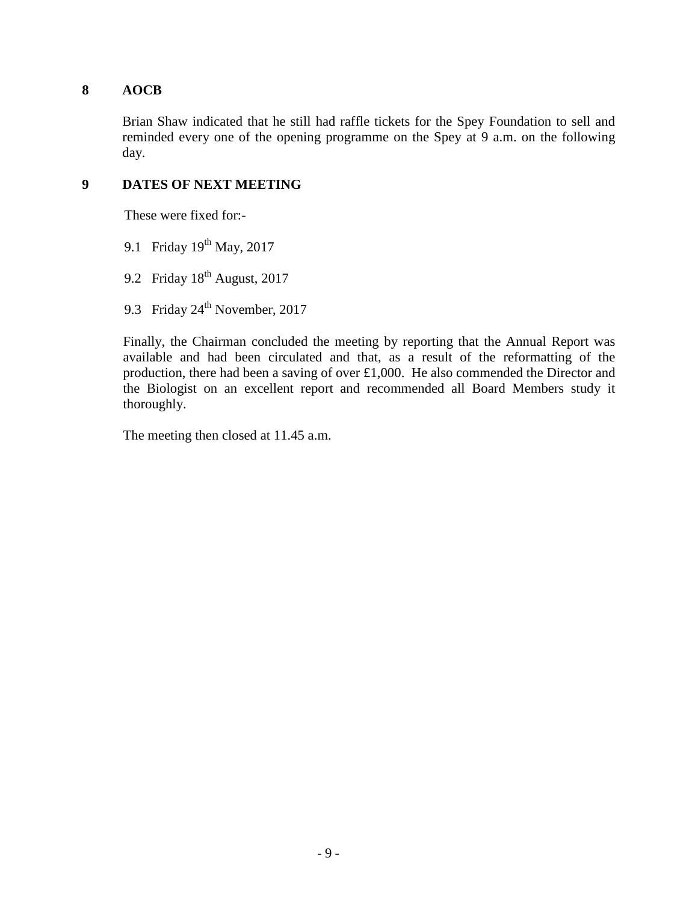## 8 AOCB

Brian Shaw indicated that he still had raffle tickets for the Spey Foundation to sell and reminded every one of the opening programme on the Spey at 9 a.m. on the following day.

## 9 DATES OF NEXT MEETING

These were fixed for:-

9.1 Friday 19th May, 2017

9.2 Friday 18th August, 2017

9.3 Friday 24th November, 2017

Finally, the Chairman concluded the meeting by reporting that the Annual Report was available and had been circulated and that, as a result of the reformatting of the production, there had been a saving of over £1,000. He also commended the Director and the Biologist on an excellent report and recommended all Board Members study it thoroughly.

The meeting then closed at 11.45 a.m.